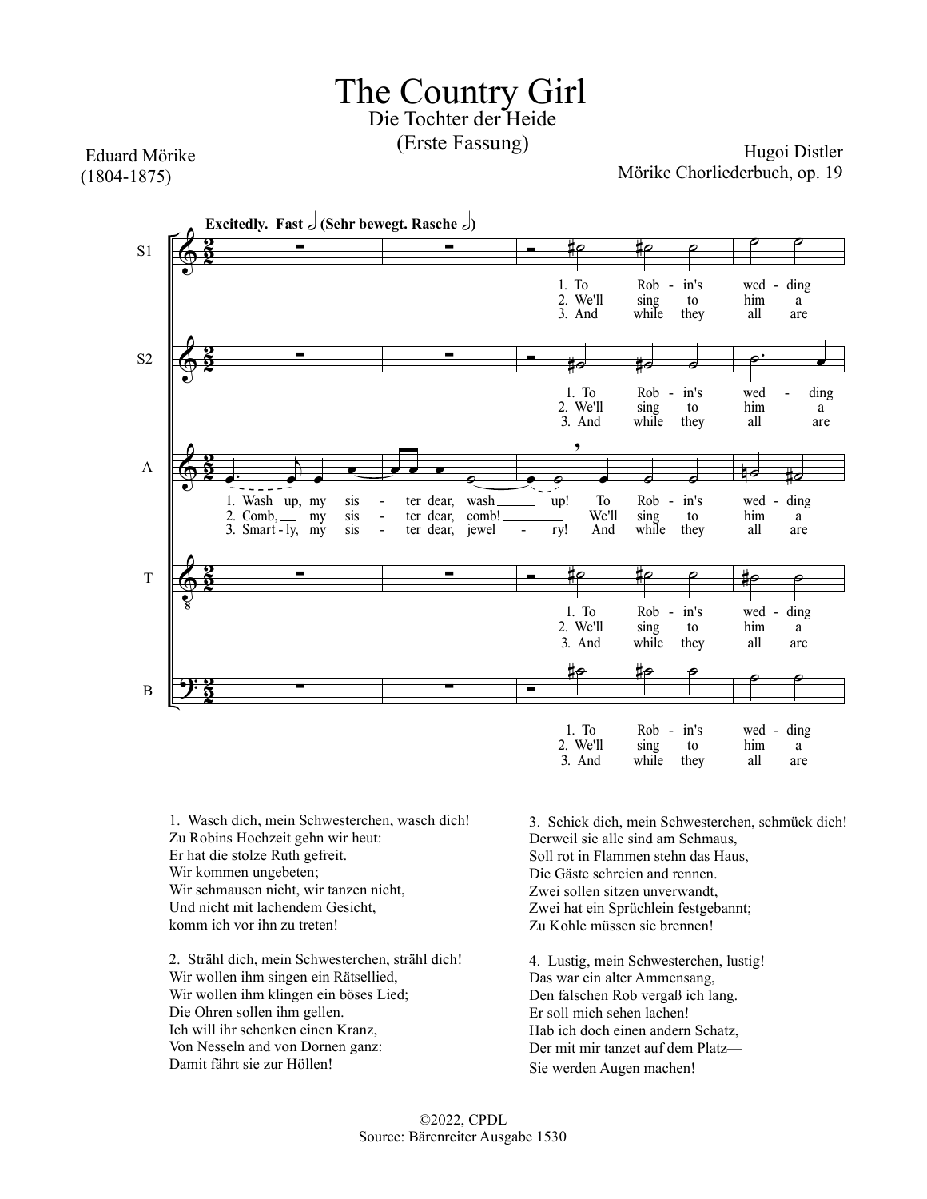# The Country Girl

## Die Tochter der Heide
## (Erste Fassung)

Eduard Mörike
(1804-1875)

Hugoi Distler
Mörike Chorliederbuch, op. 19

**Excitedly. Fast** (Sehr bewegt. Rasche)

S1: 1. To Rob - in's wed - ding / 2. We'll sing to him a / 3. And while they all are

S2: 1. To Rob - in's wed - ding / 2. We'll sing to him a / 3. And while they all are

A: 1. Wash up, my sis - ter dear, wash up! To Rob - in's wed - ding / 2. Comb, my sis - ter dear, comb! We'll sing to him a / 3. Smart - ly, my sis - ter dear, jewel - ry! And while they all are

T: 1. To Rob - in's wed - ding / 2. We'll sing to him a / 3. And while they all are

B: 1. To Rob - in's wed - ding / 2. We'll sing to him a / 3. And while they all are

1. Wasch dich, mein Schwesterchen, wasch dich!
Zu Robins Hochzeit gehn wir heut:
Er hat die stolze Ruth gefreit.
Wir kommen ungebeten;
Wir schmausen nicht, wir tanzen nicht,
Und nicht mit lachendem Gesicht,
komm ich vor ihn zu treten!

2. Strähl dich, mein Schwesterchen, strähl dich!
Wir wollen ihm singen ein Rätsellied,
Wir wollen ihm klingen ein böses Lied;
Die Ohren sollen ihm gellen.
Ich will ihr schenken einen Kranz,
Von Nesseln and von Dornen ganz:
Damit fährt sie zur Höllen!

3. Schick dich, mein Schwesterchen, schmück dich!
Derweil sie alle sind am Schmaus,
Soll rot in Flammen stehn das Haus,
Die Gäste schreien and rennen.
Zwei sollen sitzen unverwandt,
Zwei hat ein Sprüchlein festgebannt;
Zu Kohle müssen sie brennen!

4. Lustig, mein Schwesterchen, lustig!
Das war ein alter Ammensang,
Den falschen Rob vergaß ich lang.
Er soll mich sehen lachen!
Hab ich doch einen andern Schatz,
Der mit mir tanzet auf dem Platz—
Sie werden Augen machen!

©2022, CPDL
Source: Bärenreiter Ausgabe 1530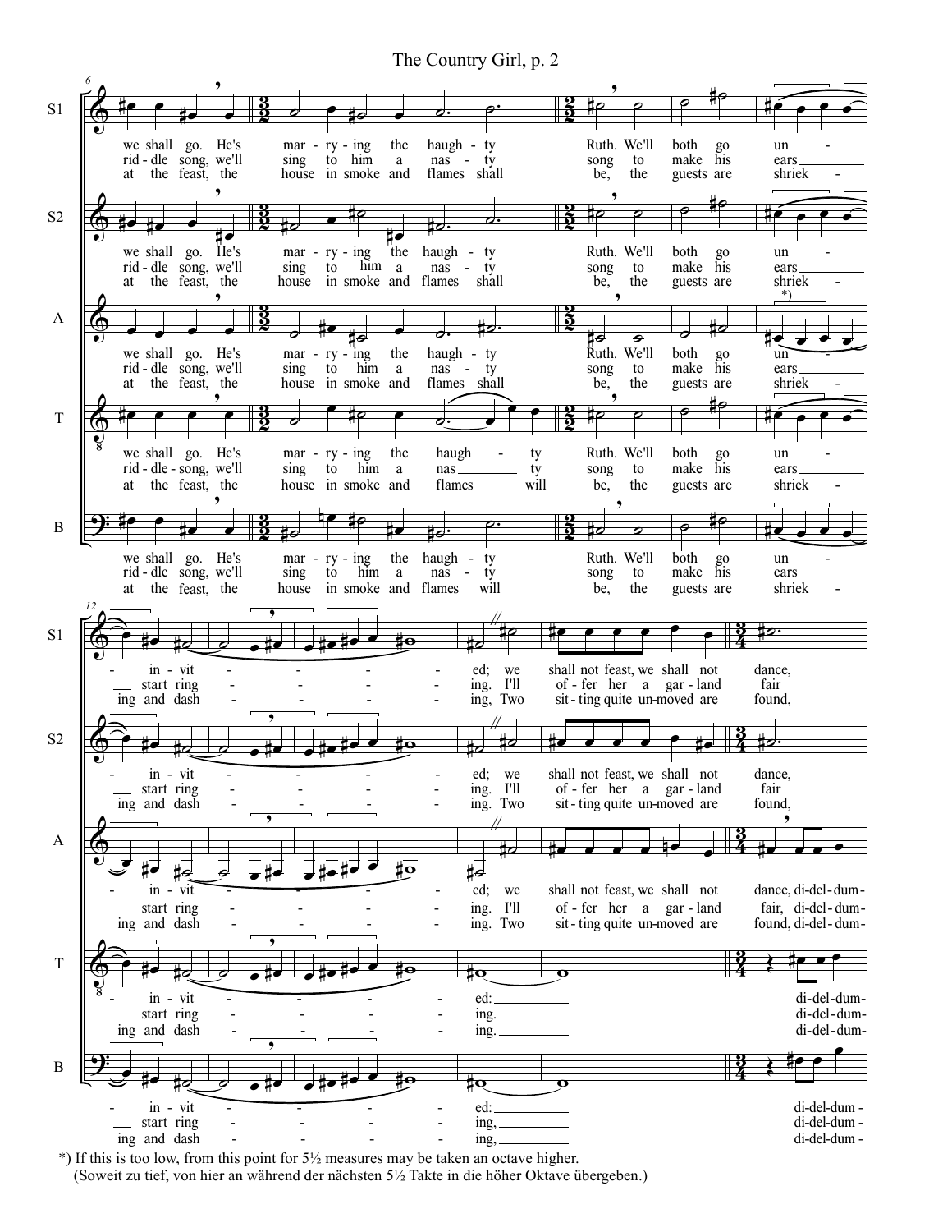*) If this is too low, from this point for 5½ measures may be taken an octave higher.
(Soweit zu tief, von hier an während der nächsten 5½ Takte in die höher Oktave übergeben.)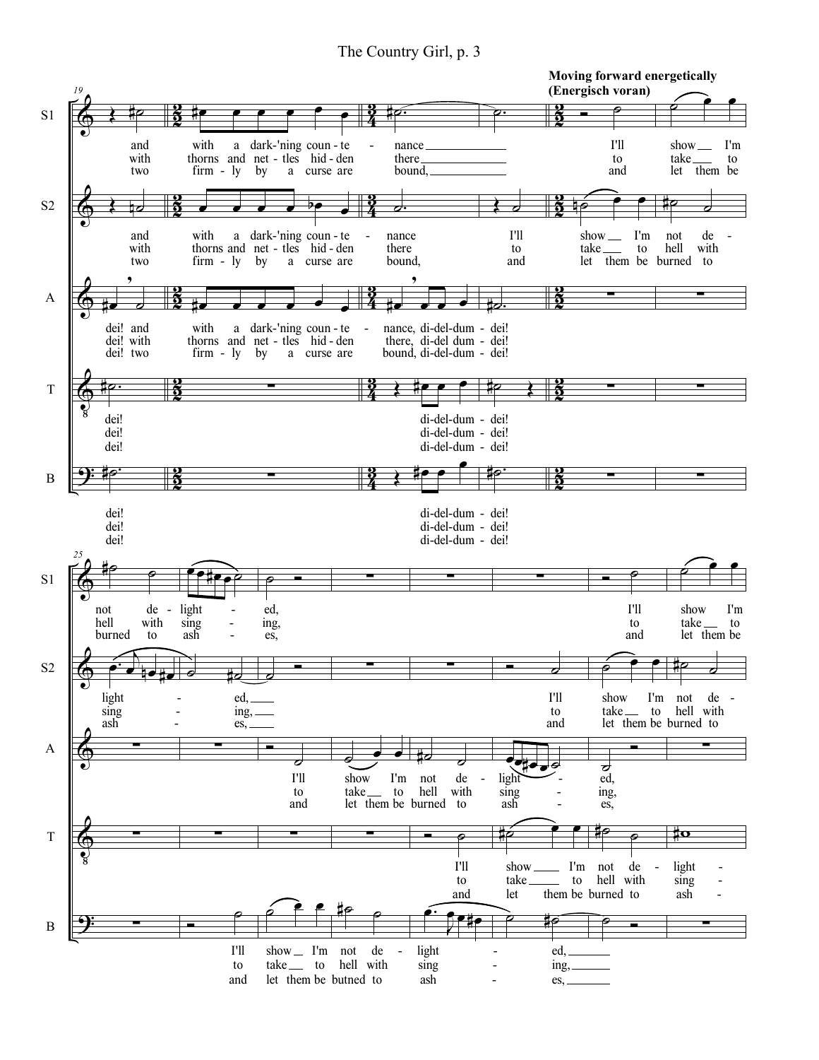Moving forward energetically
(Energisch voran)

S1:
and with a dark-'ning coun - te - nance I'll show I'm not de - light - ed, I'll show I'm
with thorns and net - tles hid - den there to take to hell with sing - ing, to take to
two firm - ly by a curse are bound, and let them be burned to ash - es, and let them be

S2:
and with a dark-'ning coun - te - nance I'll show I'm not de - light - ed, I'll show I'm not de -
with thorns and net - tles hid - den there to take to hell with sing - ing, to take to hell with
two firm - ly by a curse are bound, and let them be burned to ash - es, and let them be burned to

A:
dei! and with a dark-'ning coun - te - nance, di-del-dum - dei! I'll show I'm not de - light - ed,
dei! with thorns and net - tles hid - den there, di-del dum - dei! to take to hell with sing - ing,
dei! two firm - ly by a curse are bound, di-del-dum - dei! and let them be burned to ash - es,

T:
dei! di-del-dum - dei! I'll show I'm not de - light -
dei! di-del-dum - dei! to take to hell with sing -
dei! di-del-dum - dei! and let them be burned to ash -

B:
dei! di-del-dum - dei! I'll show I'm not de - light - ed,
dei! di-del-dum - dei! to take to hell with sing - ing,
dei! di-del-dum - dei! and let them be butned to ash - es,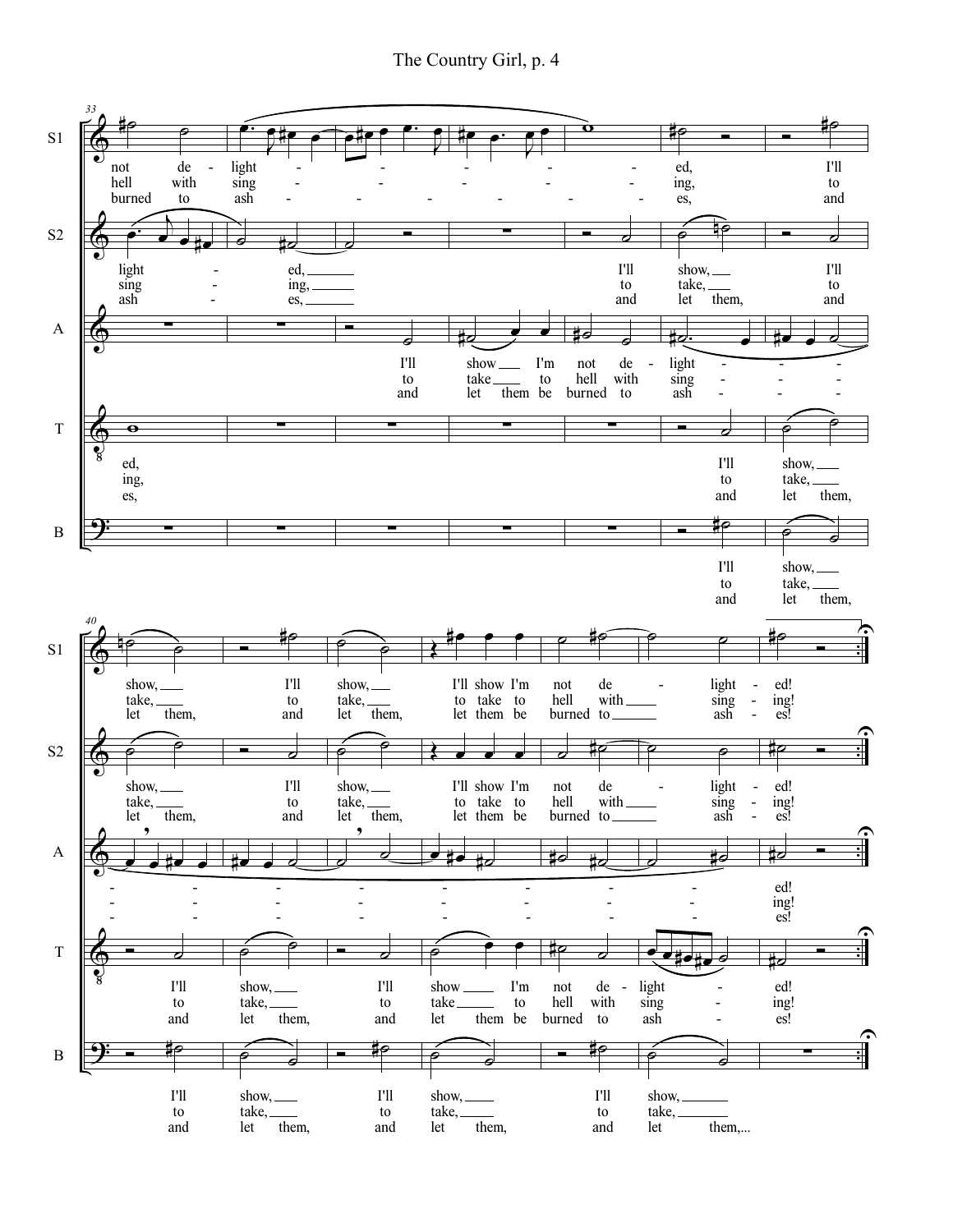S1: not de - light - - - - - - ed, I'll / hell with sing - - - - - - ing, to / burned to ash - - - - - - es, and

S2: light - ed, I'll show, I'll / sing - ing, to take, to / ash - es, and let them, and

A: I'll show I'm not de - light - - - / to take to hell with sing - - - / and let them be burned to ash - - -

T: ed, I'll show, / ing, to take, / es, and let them,

B: I'll show, / to take, / and let them,

S1: show, I'll show, I'll show I'm not de - light - ed! / take, to take, to take to hell with sing - ing! / let them, and let them, let them be burned to ash - es!

S2: show, I'll show, I'll show I'm not de - light - ed! / take, to take, to take to hell with sing - ing! / let them, and let them, let them be burned to ash - es!

A: - - - - - - - - ed! / - - - - - - - - ing! / - - - - - - - - es!

T: I'll show, I'll show I'm not de - light - ed! / to take, to take to hell with sing - ing! / and let them, and let them be burned to ash - es!

B: I'll show, I'll show, I'll show, / to take, to take, to take, / and let them, and let them, and let them,...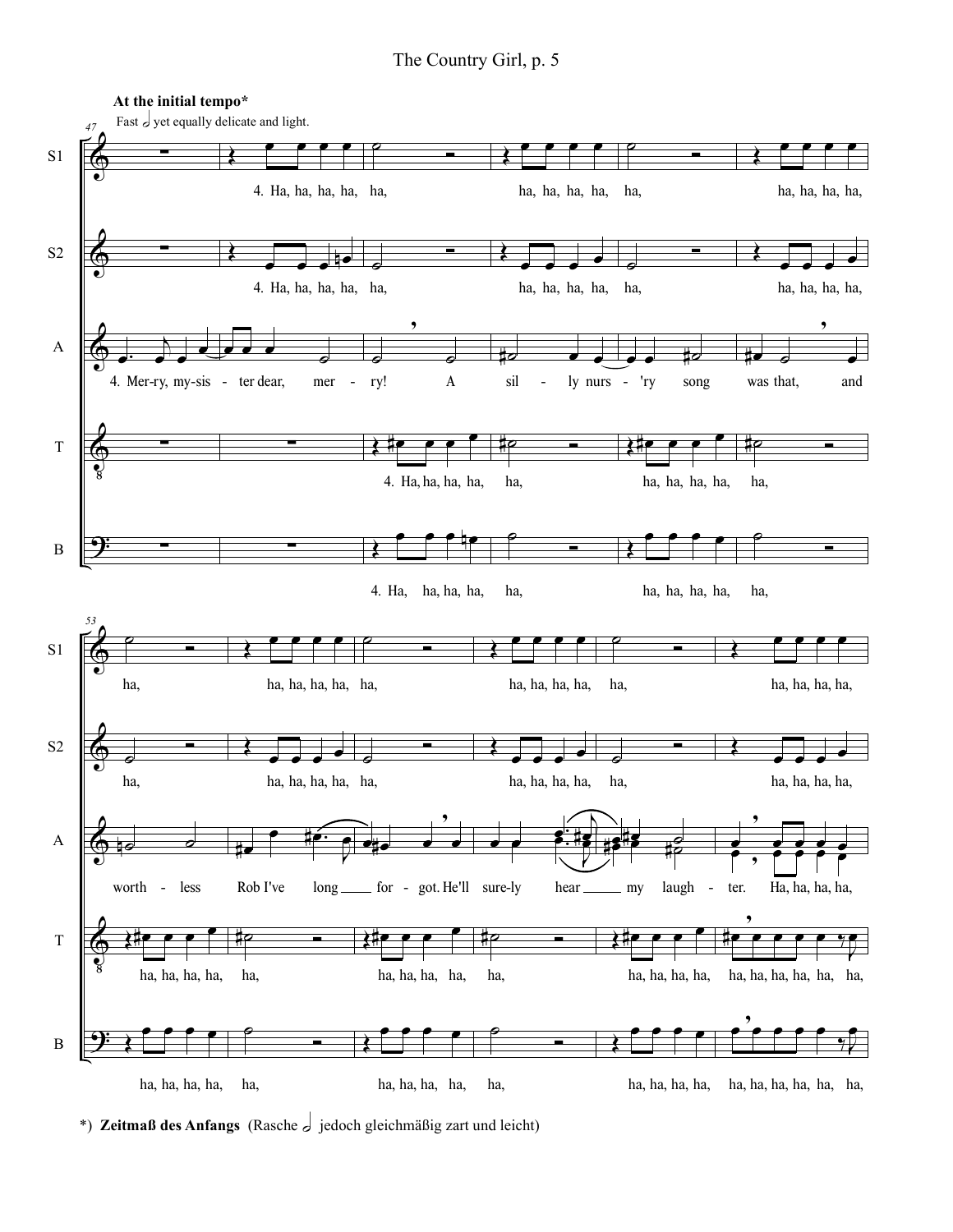**At the initial tempo***

Fast 𝅗𝅥 yet equally delicate and light.

*) **Zeitmaß des Anfangs** (Rasche 𝅗𝅥 jedoch gleichmäßig zart und leicht)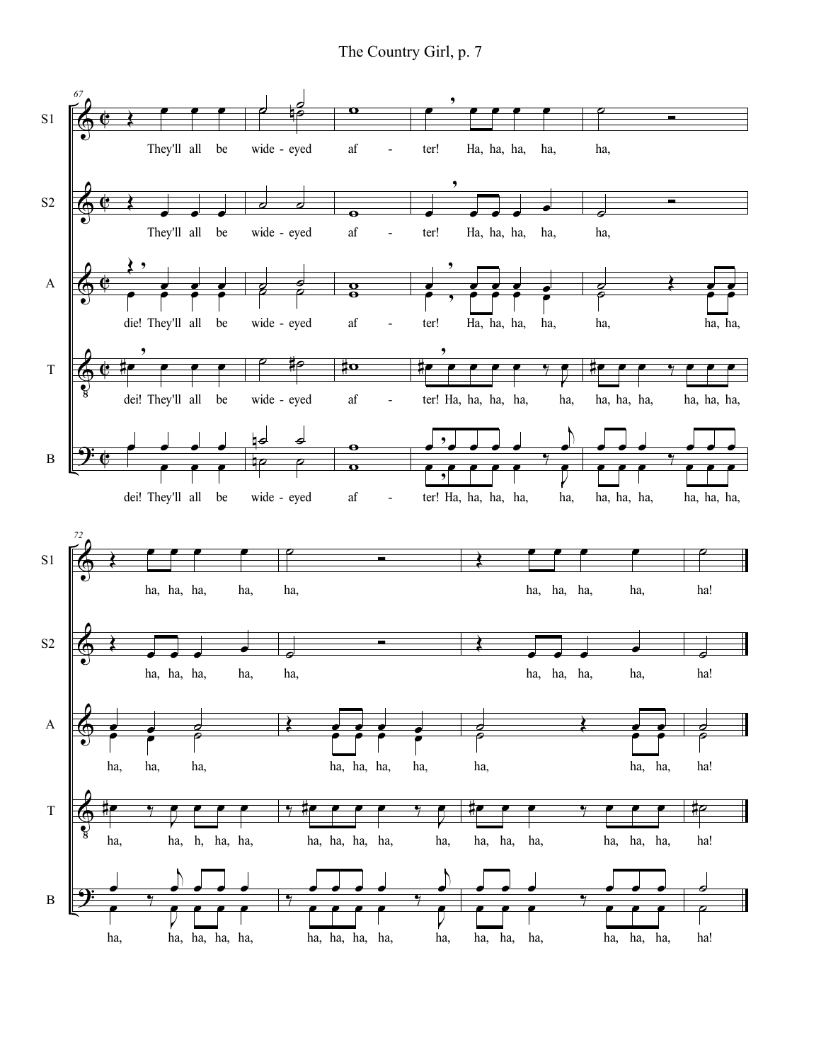The Country Girl, p. 7

S1

They'll all be wide - eyed af - ter! Ha, ha, ha, ha, ha,

ha, ha, ha, ha, ha, ha, ha, ha, ha, ha!

S2

They'll all be wide - eyed af - ter! Ha, ha, ha, ha, ha,

ha, ha, ha, ha, ha, ha, ha, ha, ha, ha!

A

die! They'll all be wide - eyed af - ter! Ha, ha, ha, ha, ha, ha, ha,

ha, ha, ha, ha, ha, ha, ha, ha, ha, ha, ha!

T

dei! They'll all be wide - eyed af - ter! Ha, ha, ha, ha, ha, ha, ha, ha, ha, ha, ha,

ha, ha, h, ha, ha, ha, ha, ha, ha, ha, ha, ha, ha, ha, ha, ha, ha!

B

dei! They'll all be wide - eyed af - ter! Ha, ha, ha, ha, ha, ha, ha, ha, ha, ha, ha,

ha, ha, ha, ha, ha, ha, ha, ha, ha, ha, ha, ha, ha, ha, ha, ha, ha!